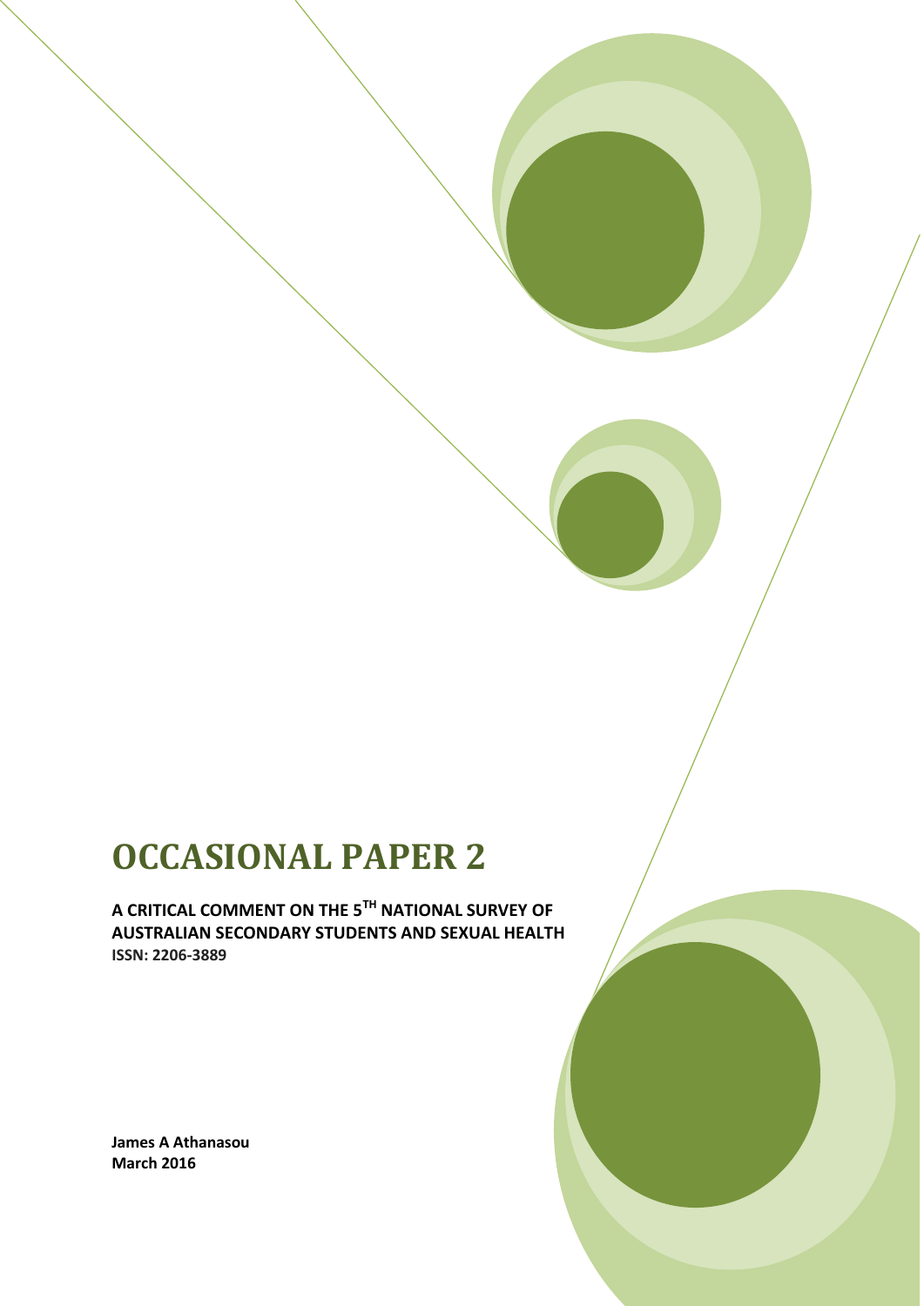# OCCASIONAL PAPER 2

**A CRITICAL COMMENT ON THE 5TH NATIONAL SURVEY OF AUSTRALIAN SECONDARY STUDENTS AND SEXUAL HEALTH**
**ISSN: 2206-3889**

**James A Athanasou**
**March 2016**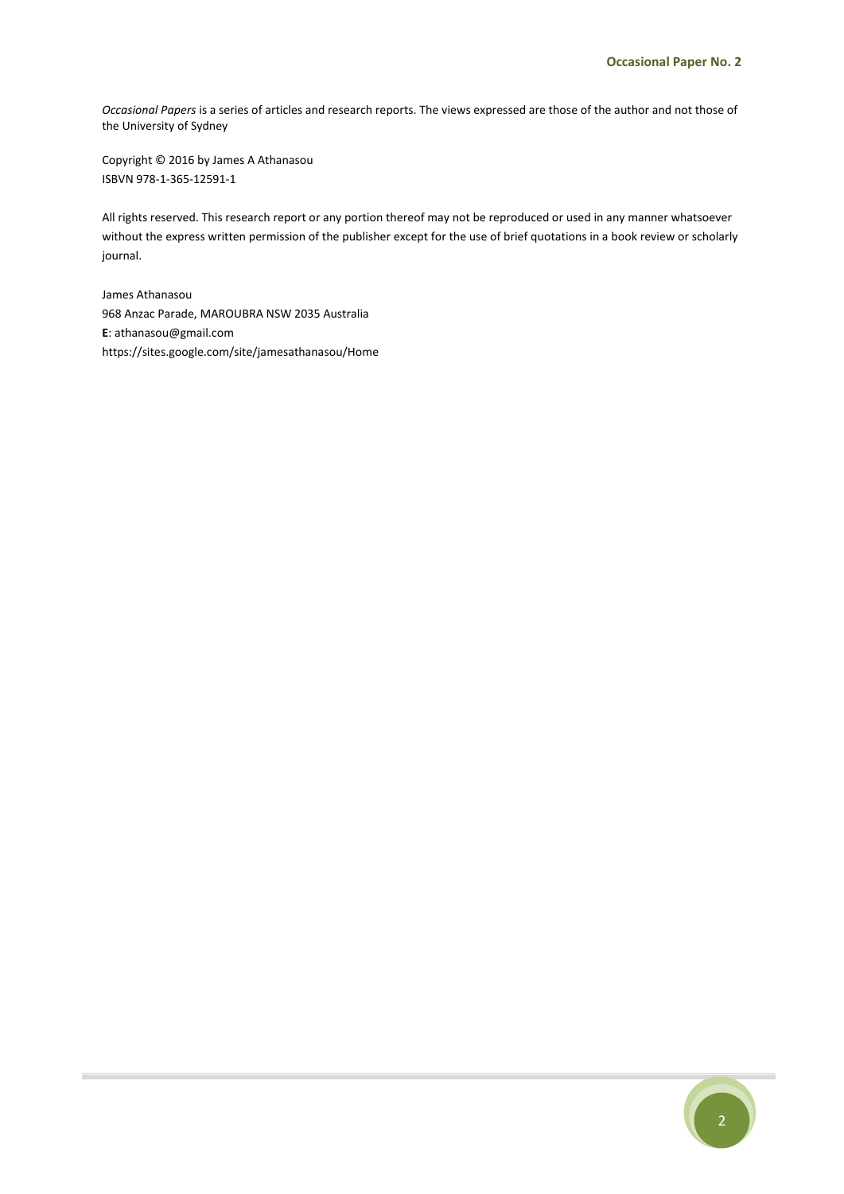*Occasional Papers* is a series of articles and research reports. The views expressed are those of the author and not those of the University of Sydney

Copyright © 2016 by James A Athanasou
ISBVN 978-1-365-12591-1

All rights reserved. This research report or any portion thereof may not be reproduced or used in any manner whatsoever without the express written permission of the publisher except for the use of brief quotations in a book review or scholarly journal.

James Athanasou
968 Anzac Parade, MAROUBRA NSW 2035 Australia
**E**: athanasou@gmail.com
https://sites.google.com/site/jamesathanasou/Home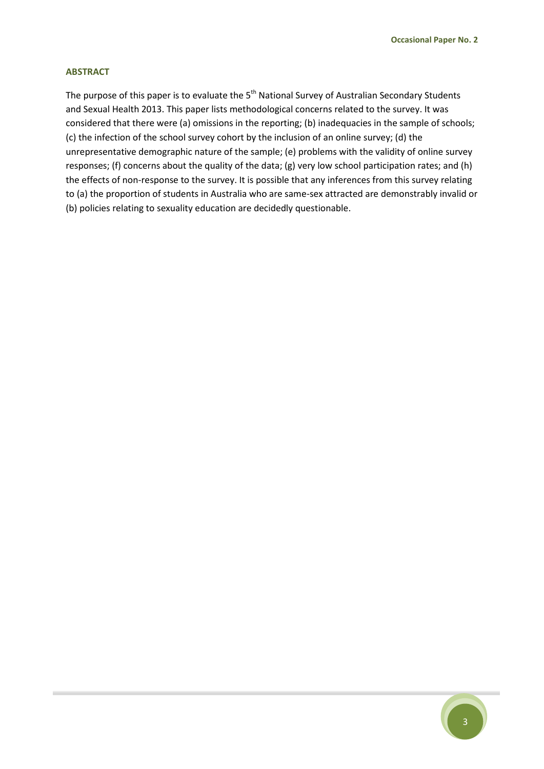## ABSTRACT

The purpose of this paper is to evaluate the 5th National Survey of Australian Secondary Students and Sexual Health 2013. This paper lists methodological concerns related to the survey. It was considered that there were (a) omissions in the reporting; (b) inadequacies in the sample of schools; (c) the infection of the school survey cohort by the inclusion of an online survey; (d) the unrepresentative demographic nature of the sample; (e) problems with the validity of online survey responses; (f) concerns about the quality of the data; (g) very low school participation rates; and (h) the effects of non-response to the survey. It is possible that any inferences from this survey relating to (a) the proportion of students in Australia who are same-sex attracted are demonstrably invalid or (b) policies relating to sexuality education are decidedly questionable.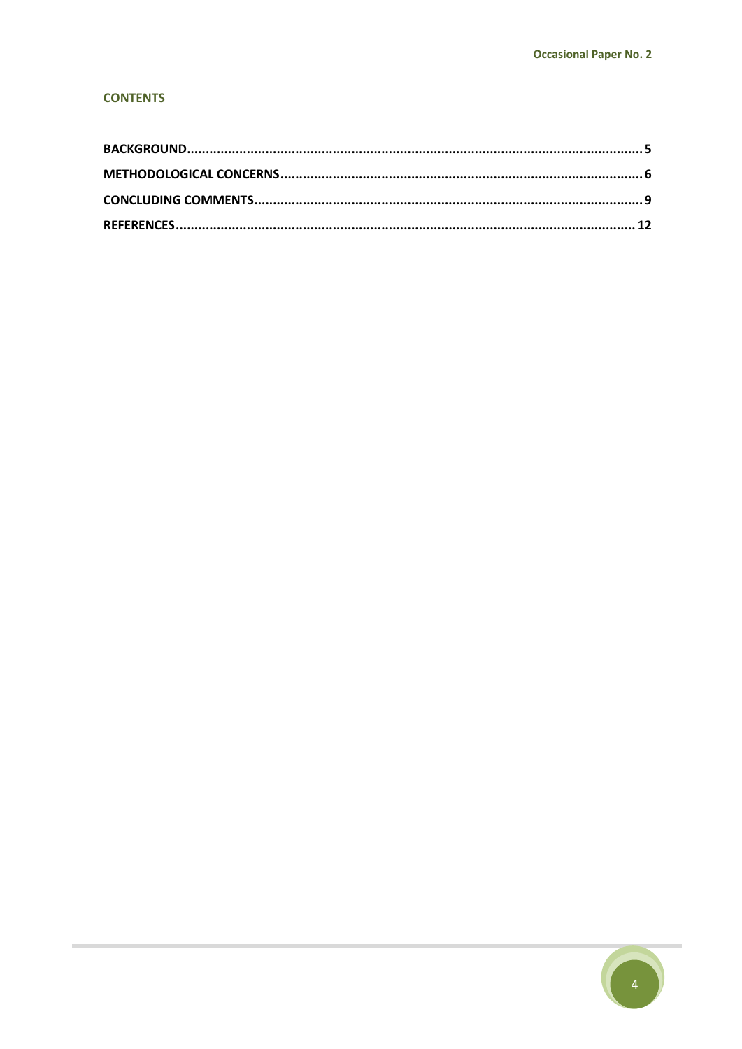## CONTENTS

**BACKGROUND** ........................................................................................................................ 5

**METHODOLOGICAL CONCERNS** ................................................................................................ 6

**CONCLUDING COMMENTS** ........................................................................................................ 9

**REFERENCES** ......................................................................................................................... 12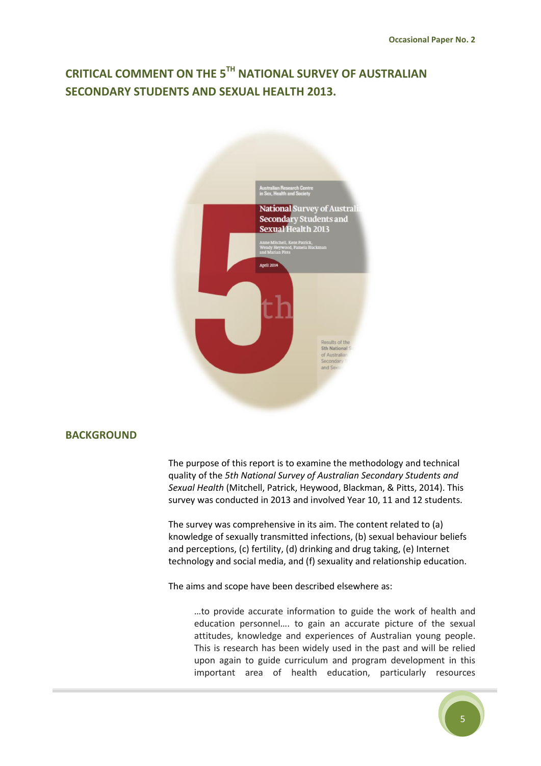# CRITICAL COMMENT ON THE 5TH NATIONAL SURVEY OF AUSTRALIAN SECONDARY STUDENTS AND SEXUAL HEALTH 2013.

## BACKGROUND

The purpose of this report is to examine the methodology and technical quality of the *5th National Survey of Australian Secondary Students and Sexual Health* (Mitchell, Patrick, Heywood, Blackman, & Pitts, 2014). This survey was conducted in 2013 and involved Year 10, 11 and 12 students.

The survey was comprehensive in its aim. The content related to (a) knowledge of sexually transmitted infections, (b) sexual behaviour beliefs and perceptions, (c) fertility, (d) drinking and drug taking, (e) Internet technology and social media, and (f) sexuality and relationship education.

The aims and scope have been described elsewhere as:

> …to provide accurate information to guide the work of health and education personnel…. to gain an accurate picture of the sexual attitudes, knowledge and experiences of Australian young people. This is research has been widely used in the past and will be relied upon again to guide curriculum and program development in this important area of health education, particularly resources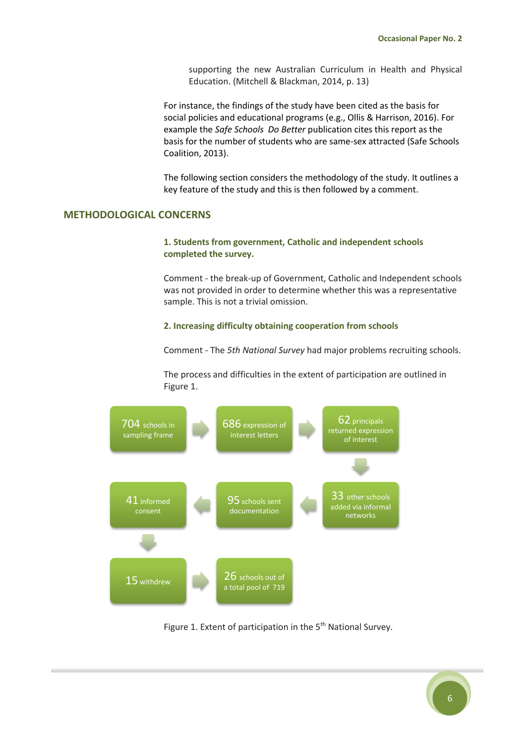supporting the new Australian Curriculum in Health and Physical Education. (Mitchell & Blackman, 2014, p. 13)

For instance, the findings of the study have been cited as the basis for social policies and educational programs (e.g., Ollis & Harrison, 2016). For example the *Safe Schools Do Better* publication cites this report as the basis for the number of students who are same-sex attracted (Safe Schools Coalition, 2013).

The following section considers the methodology of the study. It outlines a key feature of the study and this is then followed by a comment.

## METHODOLOGICAL CONCERNS

### 1. Students from government, Catholic and independent schools completed the survey.

Comment - the break-up of Government, Catholic and Independent schools was not provided in order to determine whether this was a representative sample. This is not a trivial omission.

### 2. Increasing difficulty obtaining cooperation from schools

Comment - The *5th National Survey* had major problems recruiting schools.

The process and difficulties in the extent of participation are outlined in Figure 1.

704 schools in sampling frame → 686 expression of interest letters → 62 principals returned expression of interest → 33 other schools added via informal networks → 95 schools sent documentation → 41 informed consent → 15 withdrew → 26 schools out of a total pool of 719

Figure 1. Extent of participation in the 5th National Survey.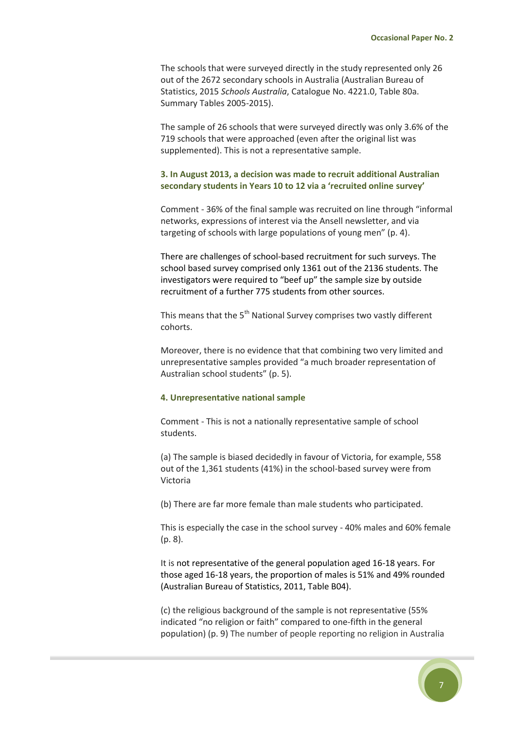The schools that were surveyed directly in the study represented only 26 out of the 2672 secondary schools in Australia (Australian Bureau of Statistics, 2015 *Schools Australia*, Catalogue No. 4221.0, Table 80a. Summary Tables 2005-2015).

The sample of 26 schools that were surveyed directly was only 3.6% of the 719 schools that were approached (even after the original list was supplemented). This is not a representative sample.

### 3. In August 2013, a decision was made to recruit additional Australian secondary students in Years 10 to 12 via a 'recruited online survey'

Comment - 36% of the final sample was recruited on line through "informal networks, expressions of interest via the Ansell newsletter, and via targeting of schools with large populations of young men" (p. 4).

There are challenges of school-based recruitment for such surveys. The school based survey comprised only 1361 out of the 2136 students. The investigators were required to "beef up" the sample size by outside recruitment of a further 775 students from other sources.

This means that the 5th National Survey comprises two vastly different cohorts.

Moreover, there is no evidence that that combining two very limited and unrepresentative samples provided "a much broader representation of Australian school students" (p. 5).

### 4. Unrepresentative national sample

Comment - This is not a nationally representative sample of school students.

(a) The sample is biased decidedly in favour of Victoria, for example, 558 out of the 1,361 students (41%) in the school-based survey were from Victoria

(b) There are far more female than male students who participated.

This is especially the case in the school survey - 40% males and 60% female (p. 8).

It is not representative of the general population aged 16-18 years. For those aged 16-18 years, the proportion of males is 51% and 49% rounded (Australian Bureau of Statistics, 2011, Table B04).

(c) the religious background of the sample is not representative (55% indicated "no religion or faith" compared to one-fifth in the general population) (p. 9) The number of people reporting no religion in Australia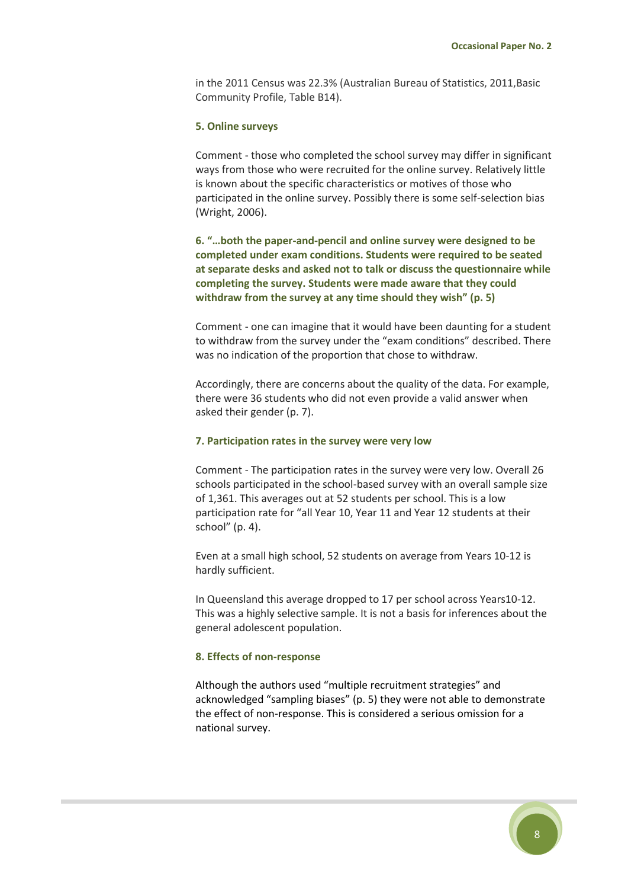in the 2011 Census was 22.3% (Australian Bureau of Statistics, 2011,Basic Community Profile, Table B14).

#### 5. Online surveys

Comment - those who completed the school survey may differ in significant ways from those who were recruited for the online survey. Relatively little is known about the specific characteristics or motives of those who participated in the online survey. Possibly there is some self-selection bias (Wright, 2006).

#### 6. "…both the paper-and-pencil and online survey were designed to be completed under exam conditions. Students were required to be seated at separate desks and asked not to talk or discuss the questionnaire while completing the survey. Students were made aware that they could withdraw from the survey at any time should they wish" (p. 5)

Comment - one can imagine that it would have been daunting for a student to withdraw from the survey under the "exam conditions" described. There was no indication of the proportion that chose to withdraw.

Accordingly, there are concerns about the quality of the data. For example, there were 36 students who did not even provide a valid answer when asked their gender (p. 7).

#### 7. Participation rates in the survey were very low

Comment - The participation rates in the survey were very low. Overall 26 schools participated in the school-based survey with an overall sample size of 1,361. This averages out at 52 students per school. This is a low participation rate for "all Year 10, Year 11 and Year 12 students at their school" (p. 4).

Even at a small high school, 52 students on average from Years 10-12 is hardly sufficient.

In Queensland this average dropped to 17 per school across Years10-12. This was a highly selective sample. It is not a basis for inferences about the general adolescent population.

#### 8. Effects of non-response

Although the authors used "multiple recruitment strategies" and acknowledged "sampling biases" (p. 5) they were not able to demonstrate the effect of non-response. This is considered a serious omission for a national survey.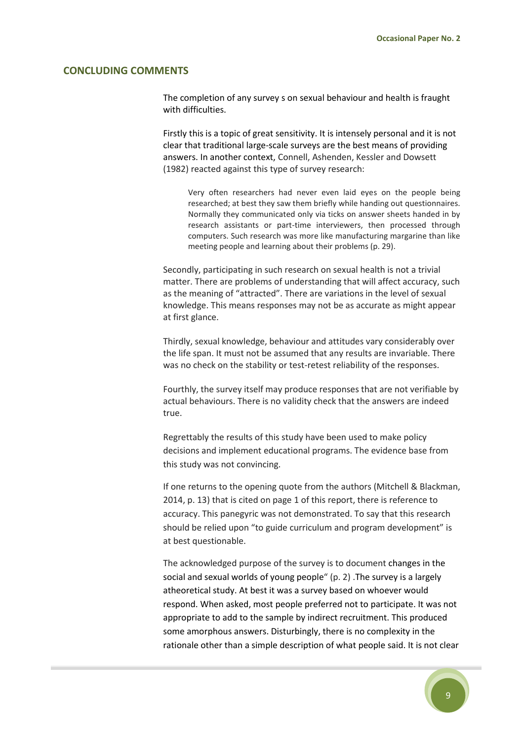## CONCLUDING COMMENTS

The completion of any survey s on sexual behaviour and health is fraught with difficulties.

Firstly this is a topic of great sensitivity. It is intensely personal and it is not clear that traditional large-scale surveys are the best means of providing answers. In another context, Connell, Ashenden, Kessler and Dowsett (1982) reacted against this type of survey research:

> Very often researchers had never even laid eyes on the people being researched; at best they saw them briefly while handing out questionnaires. Normally they communicated only via ticks on answer sheets handed in by research assistants or part-time interviewers, then processed through computers. Such research was more like manufacturing margarine than like meeting people and learning about their problems (p. 29).

Secondly, participating in such research on sexual health is not a trivial matter. There are problems of understanding that will affect accuracy, such as the meaning of "attracted". There are variations in the level of sexual knowledge. This means responses may not be as accurate as might appear at first glance.

Thirdly, sexual knowledge, behaviour and attitudes vary considerably over the life span. It must not be assumed that any results are invariable. There was no check on the stability or test-retest reliability of the responses.

Fourthly, the survey itself may produce responses that are not verifiable by actual behaviours. There is no validity check that the answers are indeed true.

Regrettably the results of this study have been used to make policy decisions and implement educational programs. The evidence base from this study was not convincing.

If one returns to the opening quote from the authors (Mitchell & Blackman, 2014, p. 13) that is cited on page 1 of this report, there is reference to accuracy. This panegyric was not demonstrated. To say that this research should be relied upon "to guide curriculum and program development" is at best questionable.

The acknowledged purpose of the survey is to document changes in the social and sexual worlds of young people" (p. 2) .The survey is a largely atheoretical study. At best it was a survey based on whoever would respond. When asked, most people preferred not to participate. It was not appropriate to add to the sample by indirect recruitment. This produced some amorphous answers. Disturbingly, there is no complexity in the rationale other than a simple description of what people said. It is not clear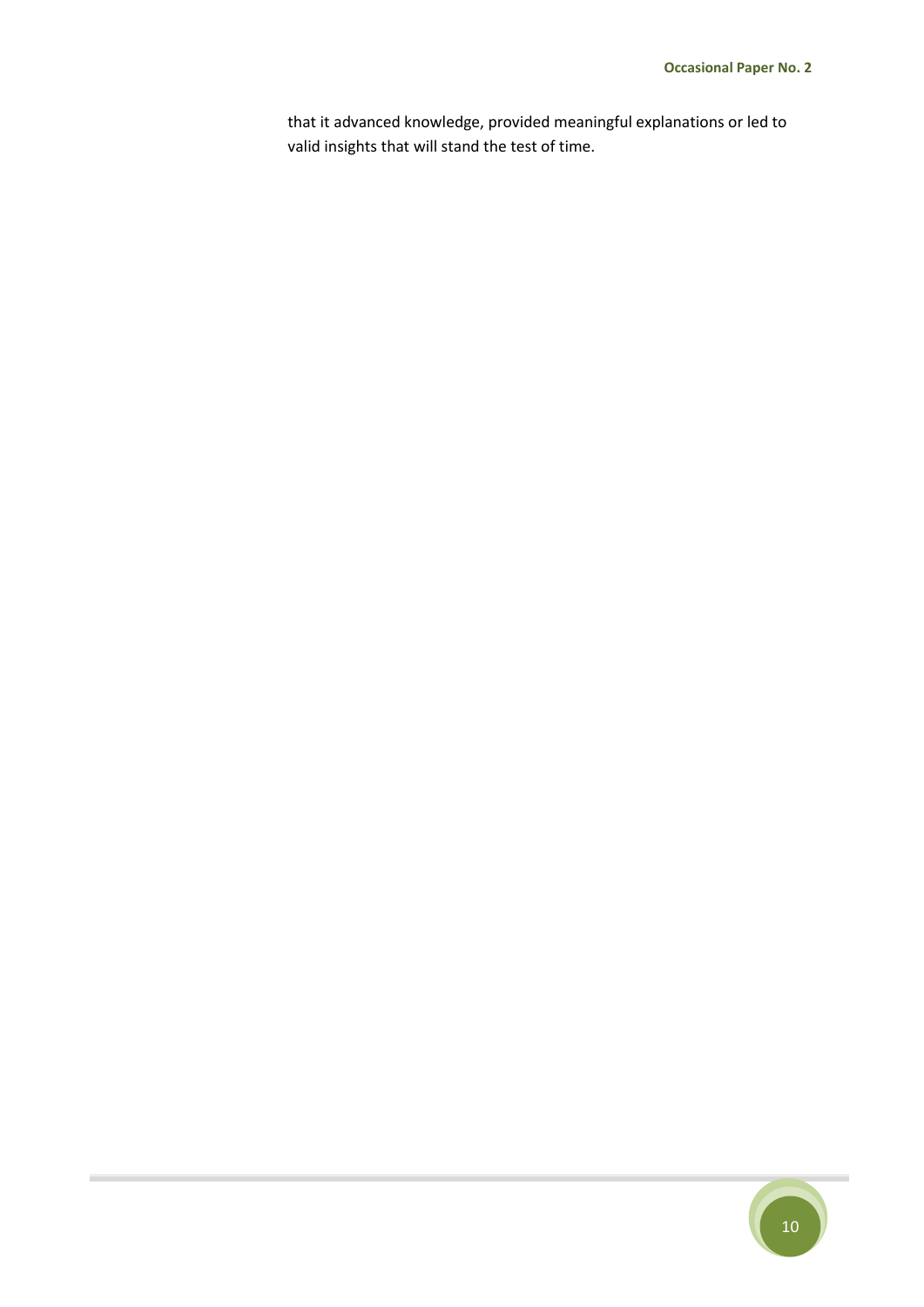that it advanced knowledge, provided meaningful explanations or led to valid insights that will stand the test of time.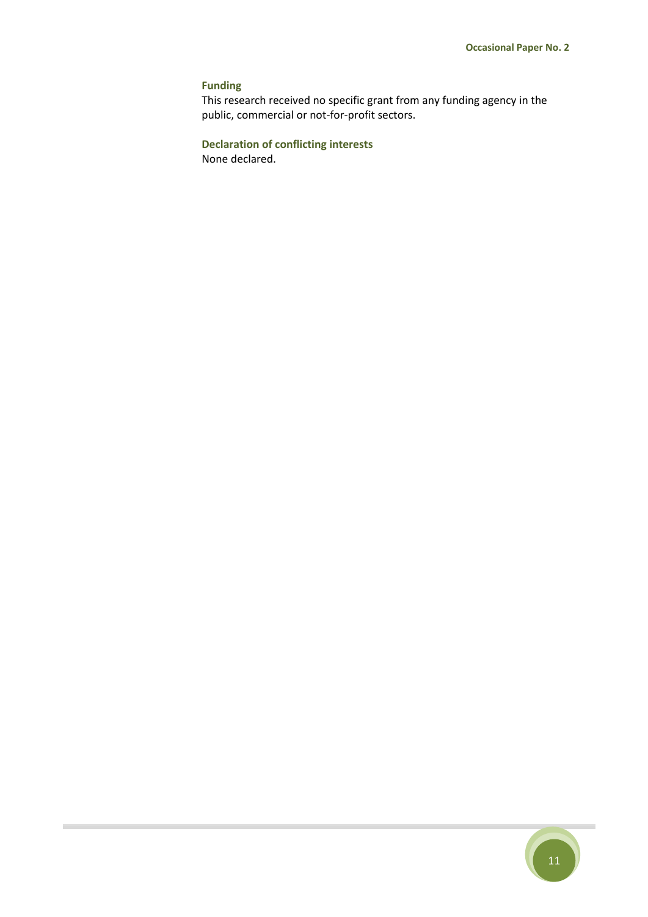## Funding

This research received no specific grant from any funding agency in the public, commercial or not-for-profit sectors.

## Declaration of conflicting interests

None declared.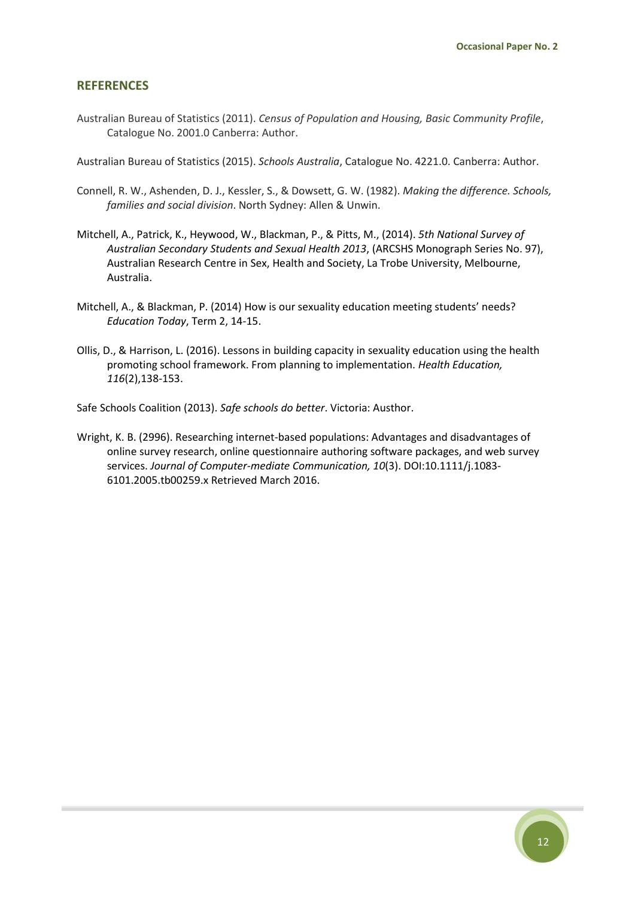## REFERENCES

Australian Bureau of Statistics (2011). *Census of Population and Housing, Basic Community Profile*, Catalogue No. 2001.0 Canberra: Author.

Australian Bureau of Statistics (2015). *Schools Australia*, Catalogue No. 4221.0. Canberra: Author.

Connell, R. W., Ashenden, D. J., Kessler, S., & Dowsett, G. W. (1982). *Making the difference. Schools, families and social division*. North Sydney: Allen & Unwin.

Mitchell, A., Patrick, K., Heywood, W., Blackman, P., & Pitts, M., (2014). *5th National Survey of Australian Secondary Students and Sexual Health 2013*, (ARCSHS Monograph Series No. 97), Australian Research Centre in Sex, Health and Society, La Trobe University, Melbourne, Australia.

Mitchell, A., & Blackman, P. (2014) How is our sexuality education meeting students' needs? *Education Today*, Term 2, 14-15.

Ollis, D., & Harrison, L. (2016). Lessons in building capacity in sexuality education using the health promoting school framework. From planning to implementation. *Health Education, 116*(2),138-153.

Safe Schools Coalition (2013). *Safe schools do better*. Victoria: Austhor.

Wright, K. B. (2996). Researching internet-based populations: Advantages and disadvantages of online survey research, online questionnaire authoring software packages, and web survey services. *Journal of Computer-mediate Communication, 10*(3). DOI:10.1111/j.1083-6101.2005.tb00259.x Retrieved March 2016.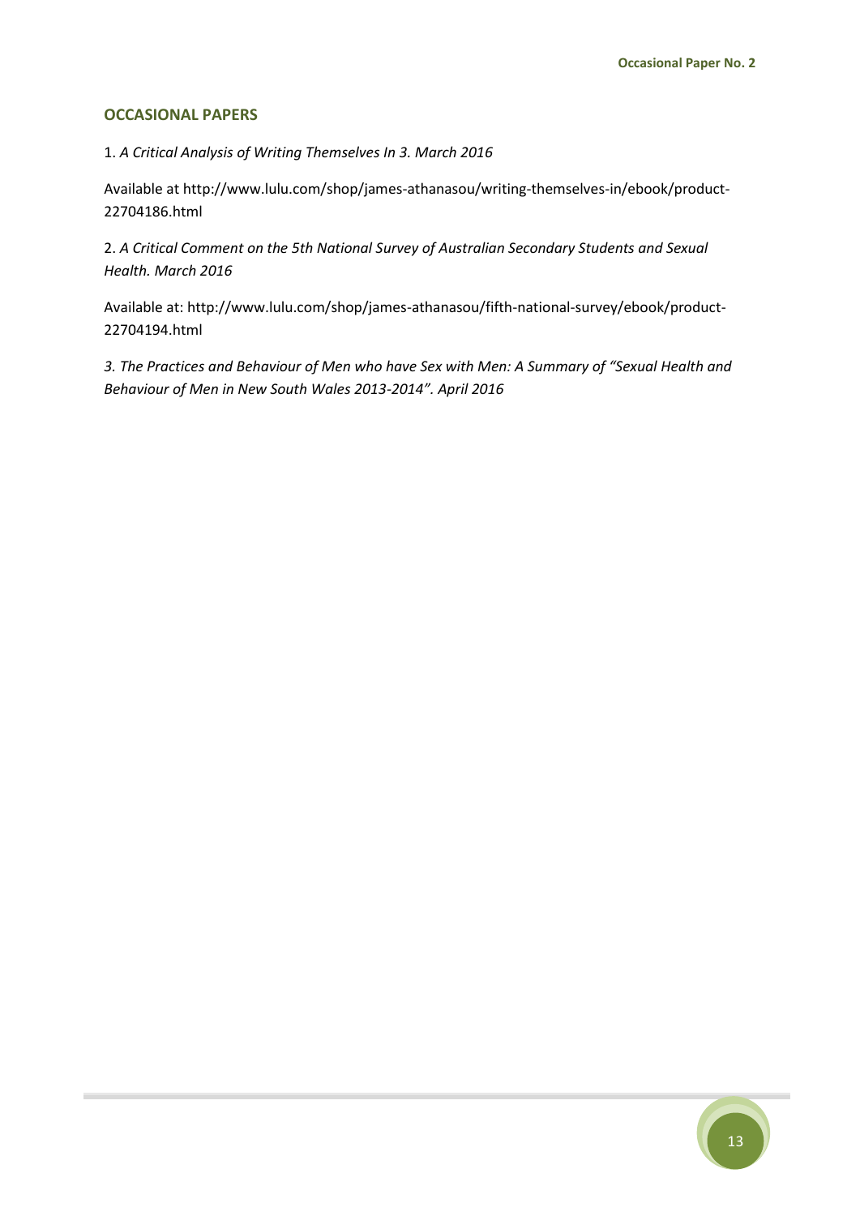## OCCASIONAL PAPERS

1. *A Critical Analysis of Writing Themselves In 3. March 2016*

Available at http://www.lulu.com/shop/james-athanasou/writing-themselves-in/ebook/product-22704186.html

2. *A Critical Comment on the 5th National Survey of Australian Secondary Students and Sexual Health. March 2016*

Available at: http://www.lulu.com/shop/james-athanasou/fifth-national-survey/ebook/product-22704194.html

*3. The Practices and Behaviour of Men who have Sex with Men: A Summary of "Sexual Health and Behaviour of Men in New South Wales 2013-2014". April 2016*